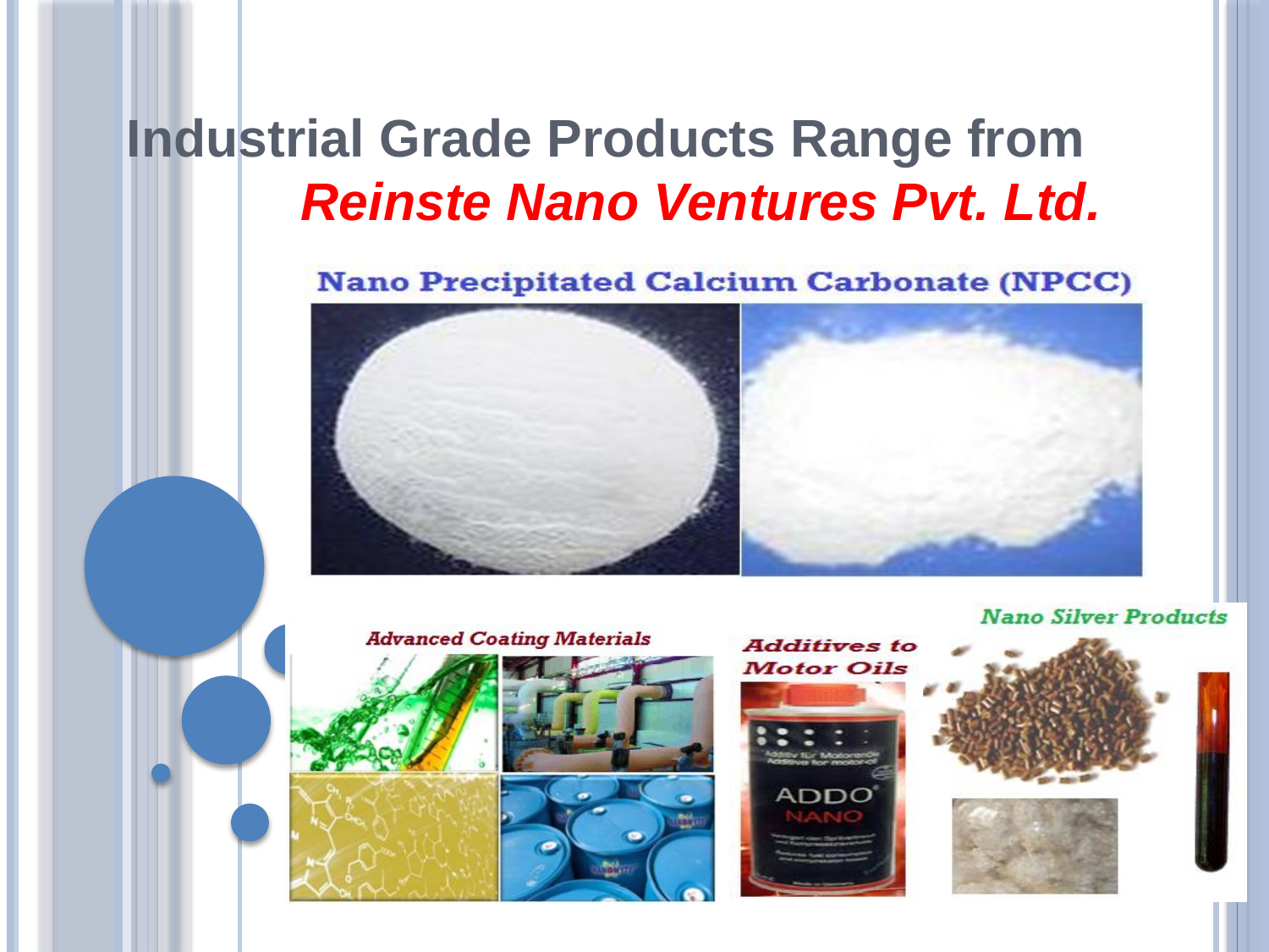# Industrial Grade Products Range from *Reinste Nano Ventures Pvt. Ltd.*

**Nano Precipitated Calcium Carbonate (NPCC)**

*Advanced Coating Materials*

*Additives to Motor Oils*

*Nano Silver Products*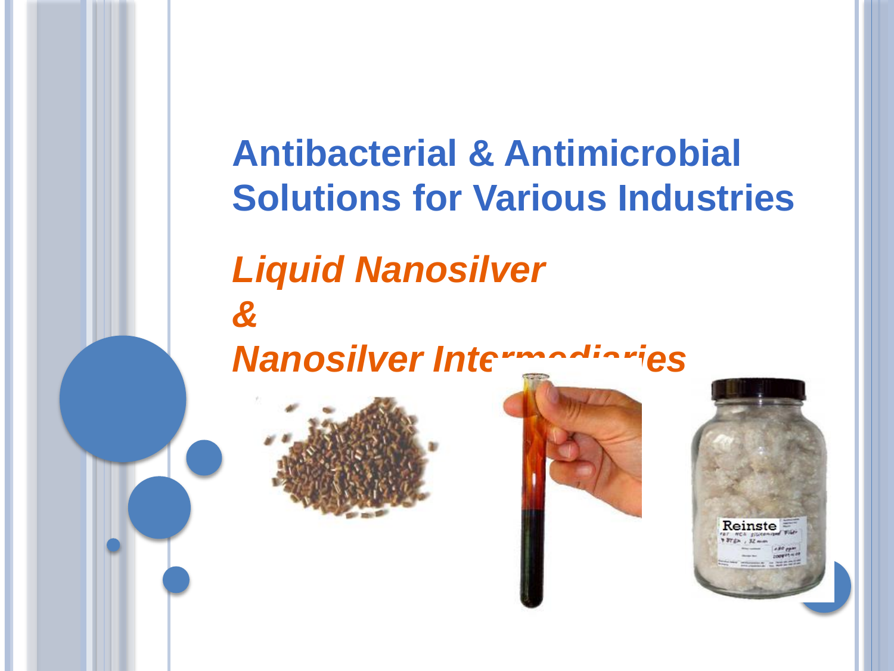# Antibacterial & Antimicrobial Solutions for Various Industries

## *Liquid Nanosilver*
## *&*
## *Nanosilver Intermediaries*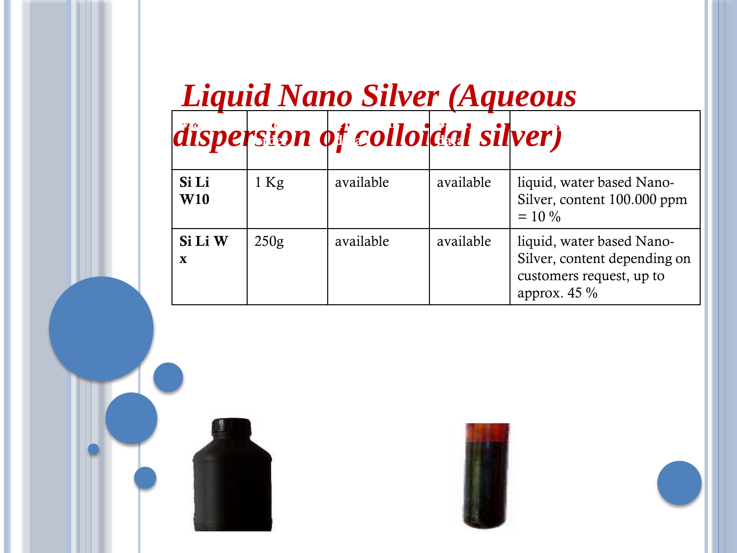# *Liquid Nano Silver (Aqueous dispersion of colloidal silver)*

| | | | | |
|---|---|---|---|---|
| **Si Li W10** | 1 Kg | available | available | liquid, water based Nano-Silver, content 100.000 ppm = 10 % |
| **Si Li W x** | 250g | available | available | liquid, water based Nano-Silver, content depending on customers request, up to approx. 45 % |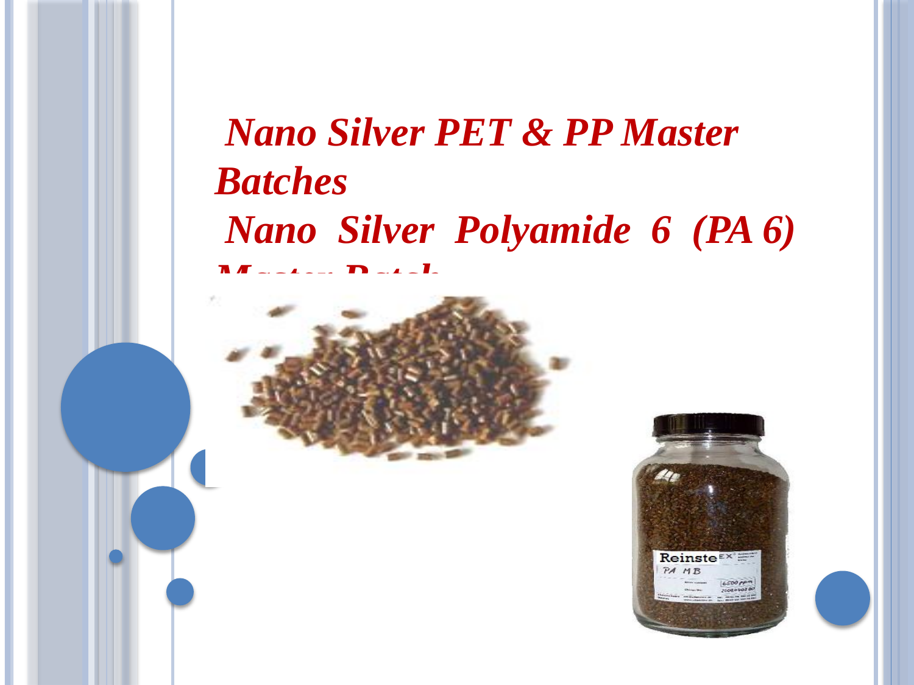*Nano Silver PET & PP Master Batches*

*Nano Silver Polyamide 6 (PA 6) Master Batch*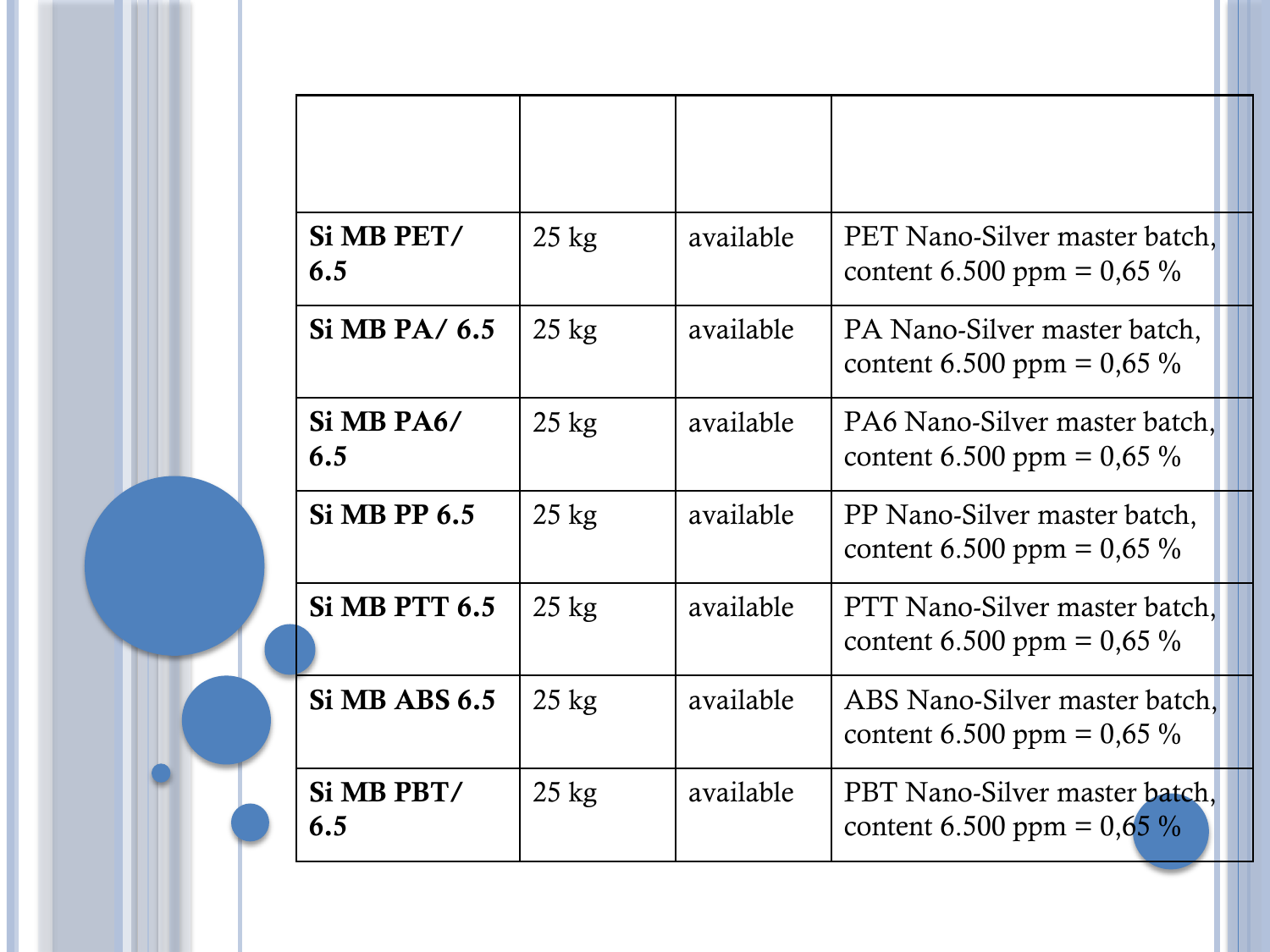| | | | |
|---|---|---|---|
| **Si MB PET/ 6.5** | 25 kg | available | PET Nano-Silver master batch, content 6.500 ppm = 0,65 % |
| **Si MB PA/ 6.5** | 25 kg | available | PA Nano-Silver master batch, content 6.500 ppm = 0,65 % |
| **Si MB PA6/ 6.5** | 25 kg | available | PA6 Nano-Silver master batch, content 6.500 ppm = 0,65 % |
| **Si MB PP 6.5** | 25 kg | available | PP Nano-Silver master batch, content 6.500 ppm = 0,65 % |
| **Si MB PTT 6.5** | 25 kg | available | PTT Nano-Silver master batch, content 6.500 ppm = 0,65 % |
| **Si MB ABS 6.5** | 25 kg | available | ABS Nano-Silver master batch, content 6.500 ppm = 0,65 % |
| **Si MB PBT/ 6.5** | 25 kg | available | PBT Nano-Silver master batch, content 6.500 ppm = 0,65 % |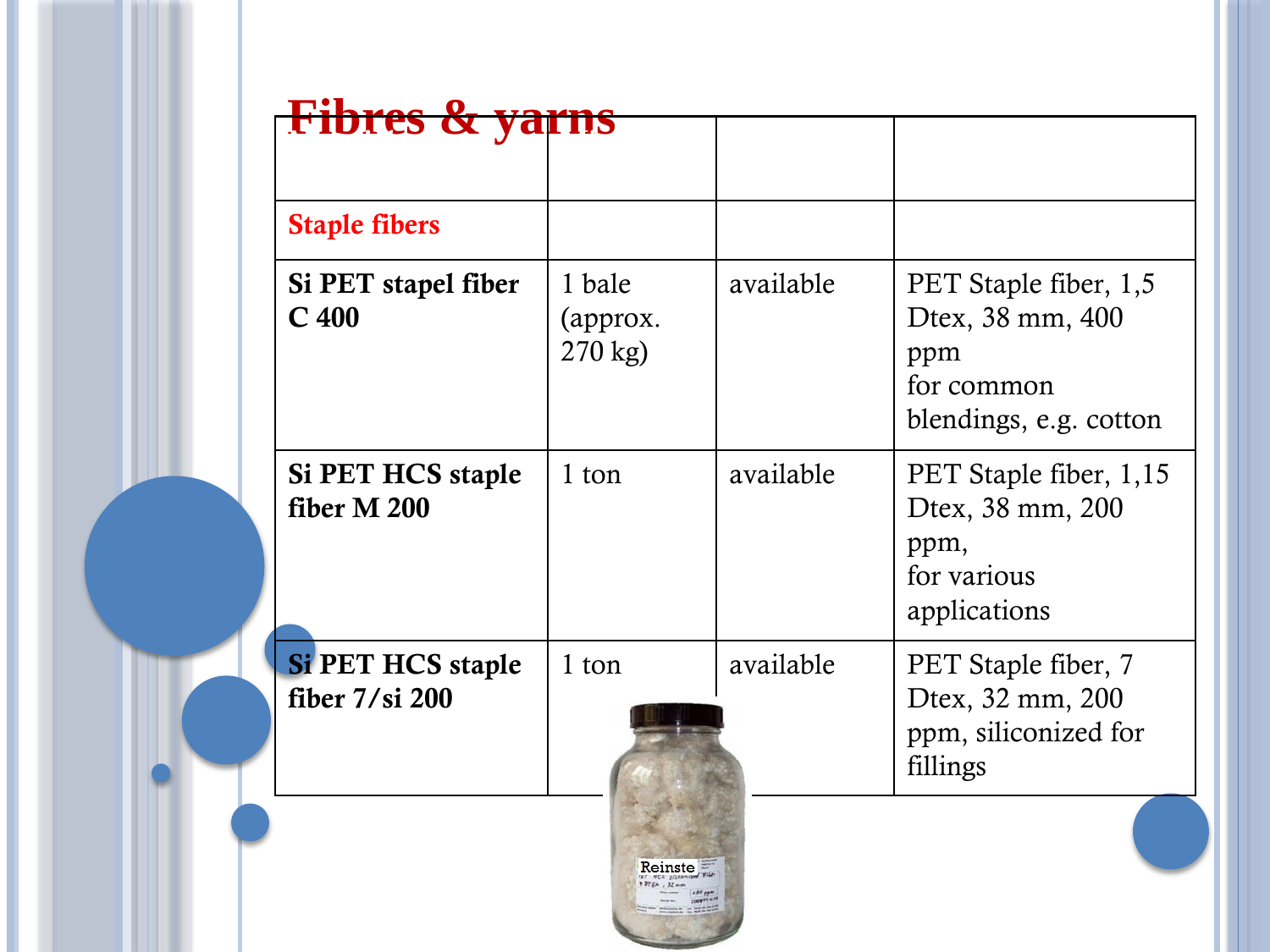# Fibres & yarns

| | | | |
|---|---|---|---|
| **Staple fibers** | | | |
| **Si PET stapel fiber C 400** | 1 bale (approx. 270 kg) | available | PET Staple fiber, 1,5 Dtex, 38 mm, 400 ppm for common blendings, e.g. cotton |
| **Si PET HCS staple fiber M 200** | 1 ton | available | PET Staple fiber, 1,15 Dtex, 38 mm, 200 ppm, for various applications |
| **Si PET HCS staple fiber 7/si 200** | 1 ton | available | PET Staple fiber, 7 Dtex, 32 mm, 200 ppm, siliconized for fillings |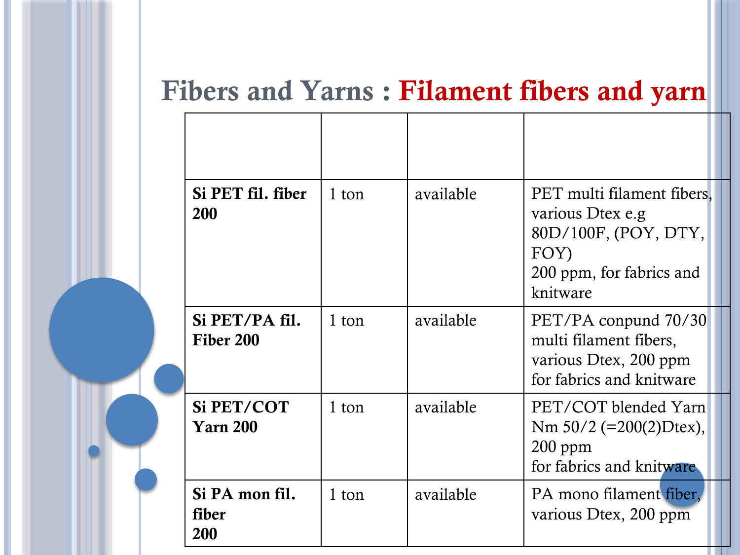# Fibers and Yarns : Filament fibers and yarn

| | | | |
|---|---|---|---|
| **Si PET fil. fiber 200** | 1 ton | available | PET multi filament fibers, various Dtex e.g 80D/100F, (POY, DTY, FOY)<br>200 ppm, for fabrics and knitware |
| **Si PET/PA fil. Fiber 200** | 1 ton | available | PET/PA conpund 70/30 multi filament fibers, various Dtex, 200 ppm for fabrics and knitware |
| **Si PET/COT Yarn 200** | 1 ton | available | PET/COT blended Yarn Nm 50/2 (=200(2)Dtex), 200 ppm<br>for fabrics and knitware |
| **Si PA mon fil. fiber 200** | 1 ton | available | PA mono filament fiber, various Dtex, 200 ppm |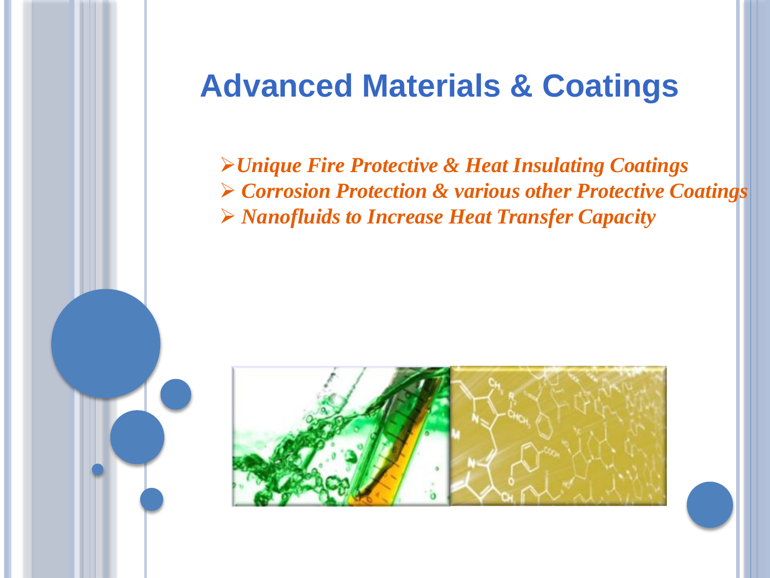# Advanced Materials & Coatings

- ***Unique Fire Protective & Heat Insulating Coatings***
- ***Corrosion Protection & various other Protective Coatings***
- ***Nanofluids to Increase Heat Transfer Capacity***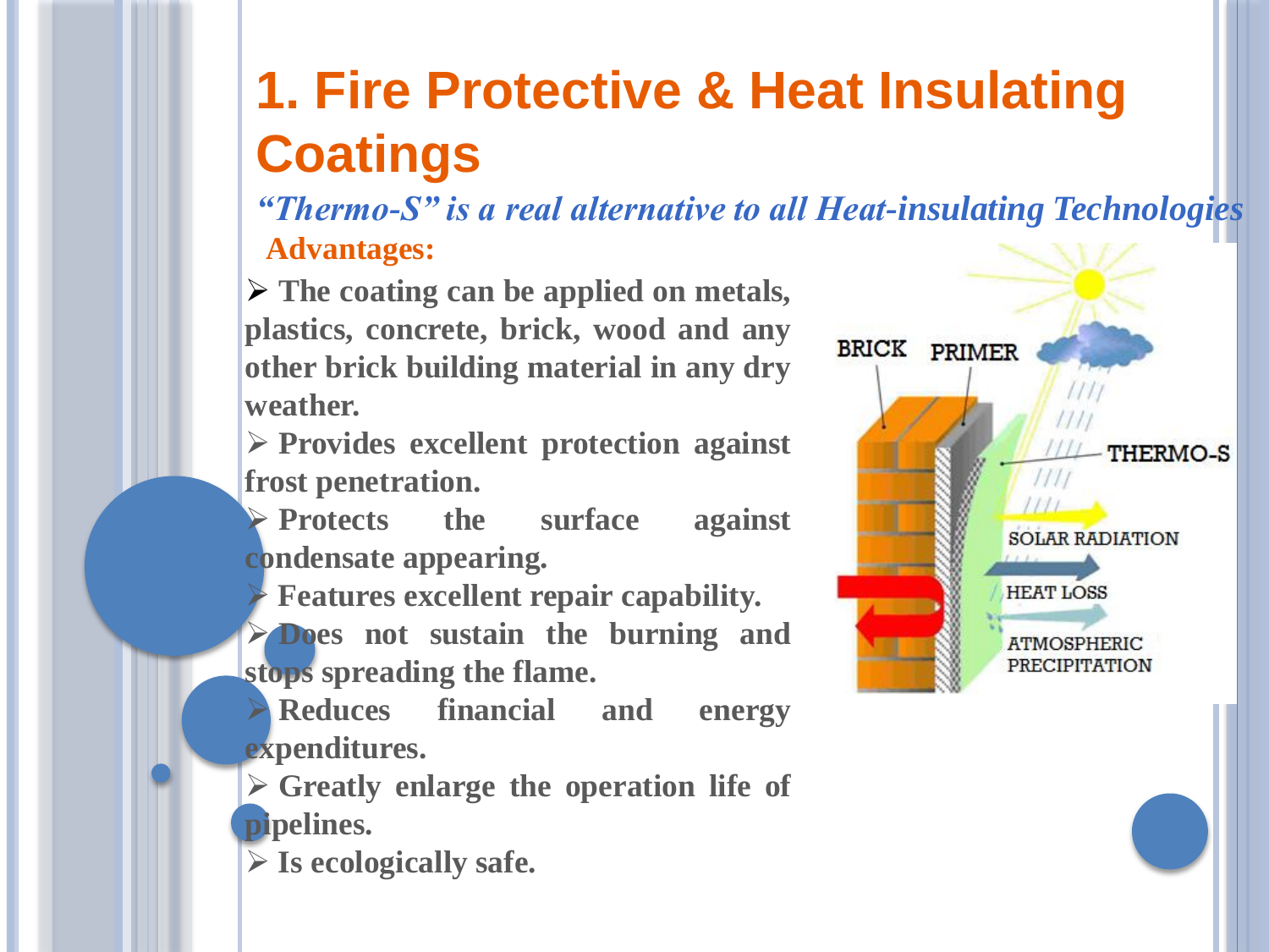# 1. Fire Protective & Heat Insulating Coatings

*"Thermo-S" is a real alternative to all Heat-insulating Technologies*

**Advantages:**

- **The coating can be applied on metals, plastics, concrete, brick, wood and any other brick building material in any dry weather.**
- **Provides excellent protection against frost penetration.**
- **Protects the surface against condensate appearing.**
- **Features excellent repair capability.**
- **Does not sustain the burning and stops spreading the flame.**
- **Reduces financial and energy expenditures.**
- **Greatly enlarge the operation life of pipelines.**
- **Is ecologically safe.**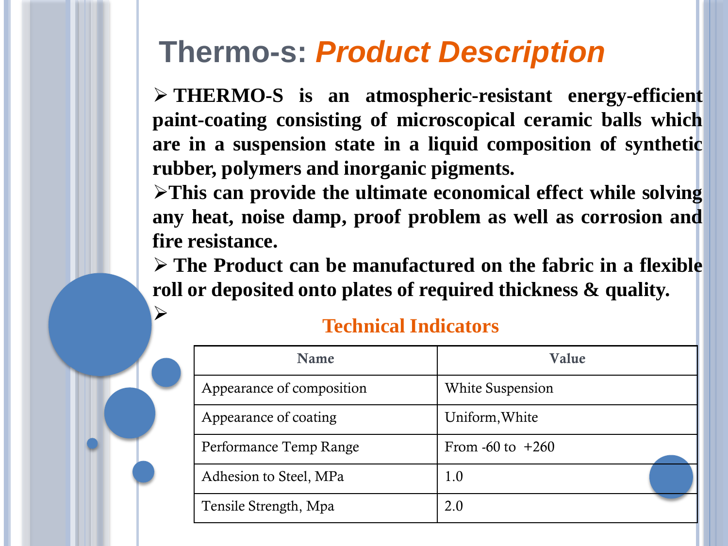# Thermo-s: *Product Description*

- **THERMO-S is an atmospheric-resistant energy-efficient paint-coating consisting of microscopical ceramic balls which are in a suspension state in a liquid composition of synthetic rubber, polymers and inorganic pigments.**
- **This can provide the ultimate economical effect while solving any heat, noise damp, proof problem as well as corrosion and fire resistance.**
- **The Product can be manufactured on the fabric in a flexible roll or deposited onto plates of required thickness & quality.**

## Technical Indicators

| Name | Value |
| --- | --- |
| Appearance of composition | White Suspension |
| Appearance of coating | Uniform,White |
| Performance Temp Range | From -60 to +260 |
| Adhesion to Steel, MPa | 1.0 |
| Tensile Strength, Mpa | 2.0 |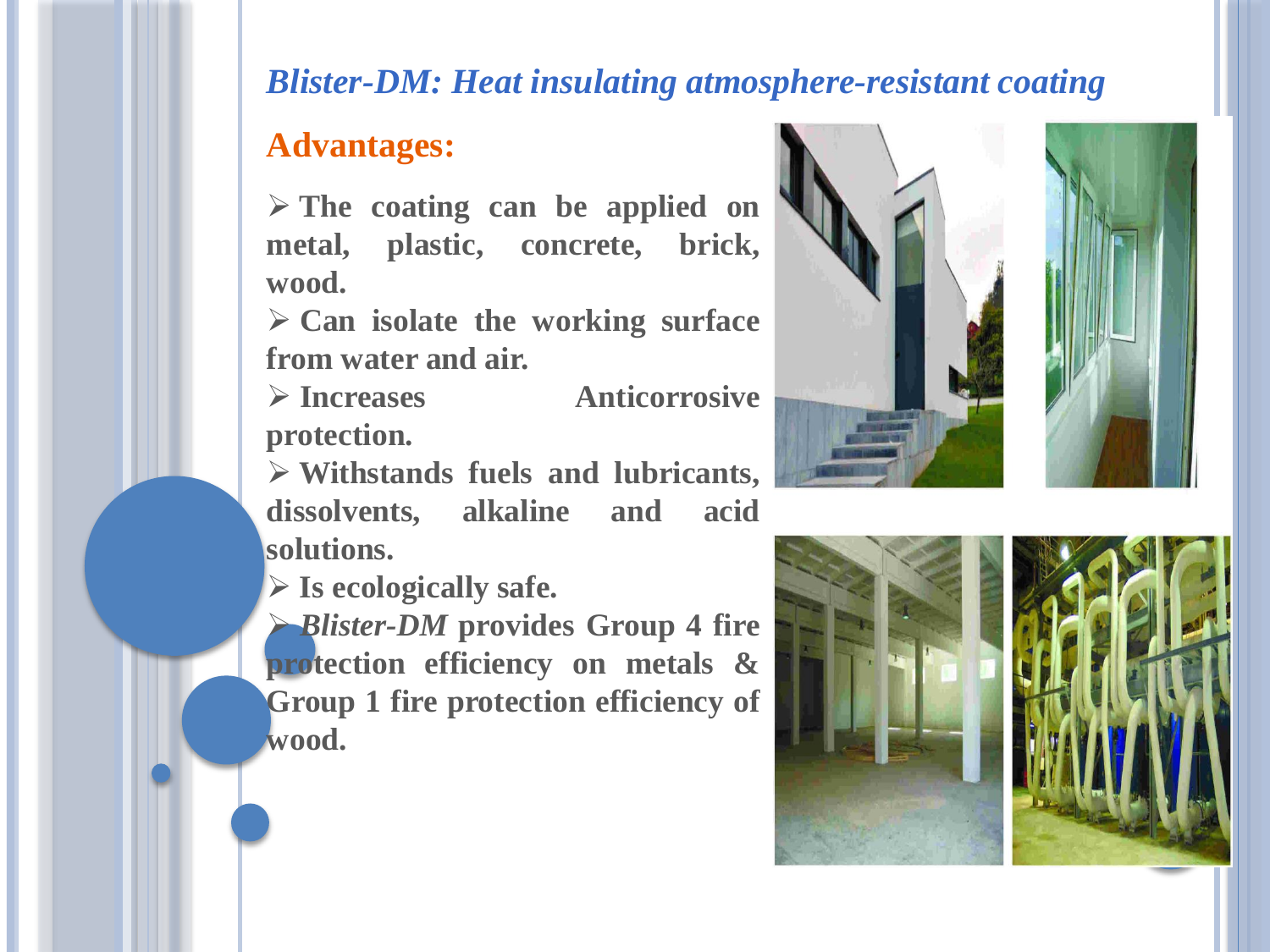# *Blister-DM: Heat insulating atmosphere-resistant coating*

## Advantages:

- **The coating can be applied on metal, plastic, concrete, brick, wood.**
- **Can isolate the working surface from water and air.**
- **Increases Anticorrosive protection.**
- **Withstands fuels and lubricants, dissolvents, alkaline and acid solutions.**
- **Is ecologically safe.**
- ***Blister-DM* provides Group 4 fire protection efficiency on metals & Group 1 fire protection efficiency of wood.**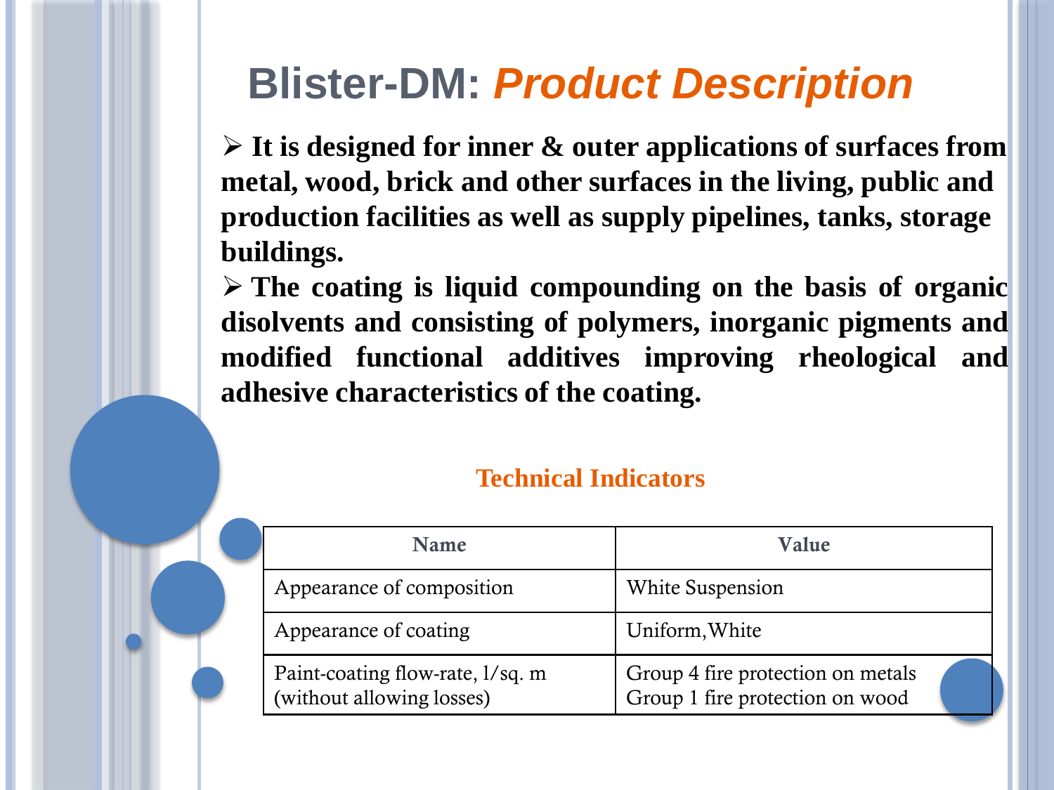# Blister-DM: *Product Description*

- **It is designed for inner & outer applications of surfaces from metal, wood, brick and other surfaces in the living, public and production facilities as well as supply pipelines, tanks, storage buildings.**
- **The coating is liquid compounding on the basis of organic disolvents and consisting of polymers, inorganic pigments and modified functional additives improving rheological and adhesive characteristics of the coating.**

### Technical Indicators

| Name | Value |
|---|---|
| Appearance of composition | White Suspension |
| Appearance of coating | Uniform,White |
| Paint-coating flow-rate, l/sq. m (without allowing losses) | Group 4 fire protection on metals Group 1 fire protection on wood |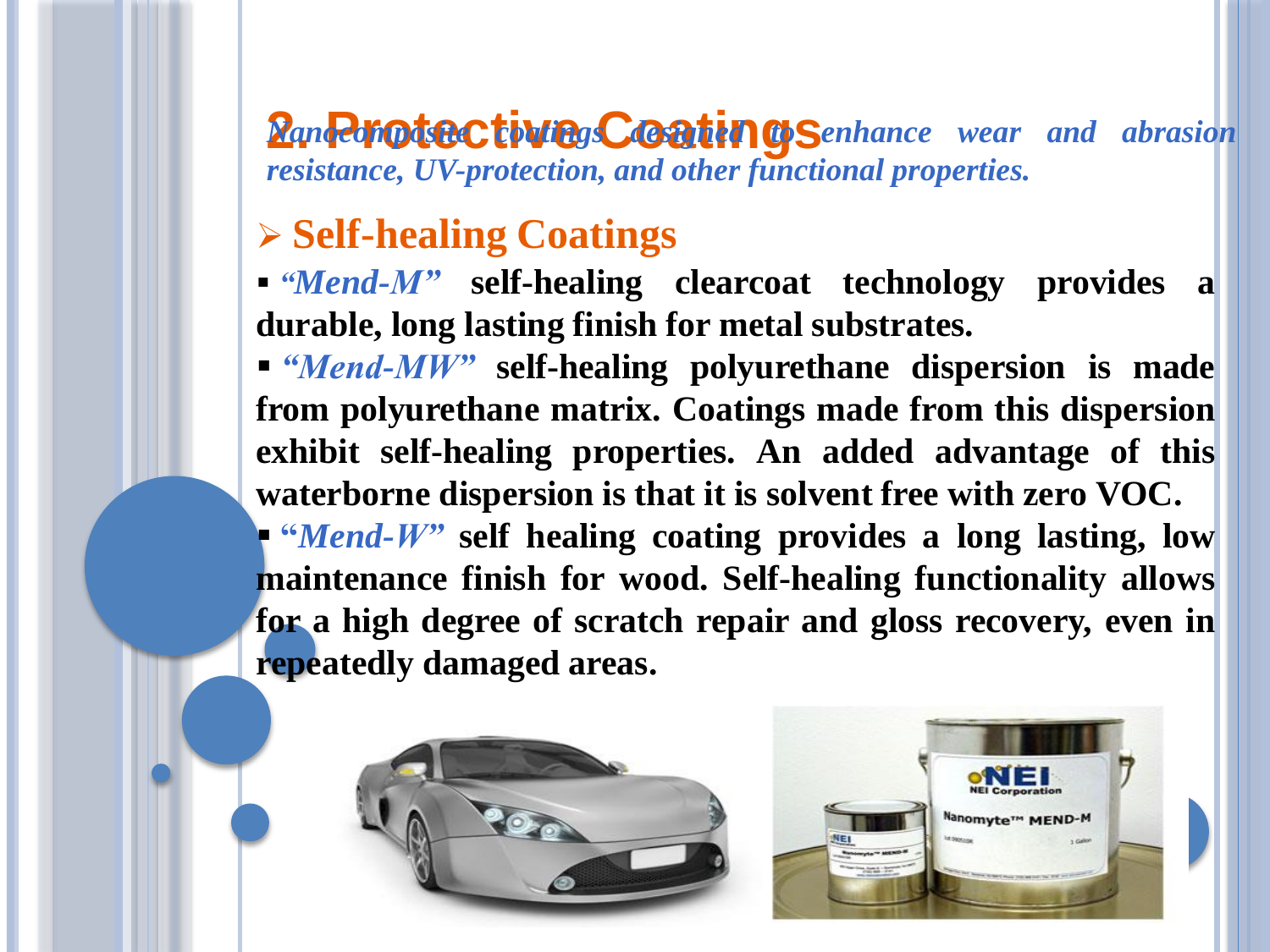# 2. Protective Coatings

*Nanocomposite coatings designed to enhance wear and abrasion resistance, UV-protection, and other functional properties.*

## Self-healing Coatings

- ***"Mend-M"*** **self-healing clearcoat technology provides a durable, long lasting finish for metal substrates.**
- ***"Mend-MW"*** **self-healing polyurethane dispersion is made from polyurethane matrix. Coatings made from this dispersion exhibit self-healing properties. An added advantage of this waterborne dispersion is that it is solvent free with zero VOC.**
- ***"Mend-W"*** **self healing coating provides a long lasting, low maintenance finish for wood. Self-healing functionality allows for a high degree of scratch repair and gloss recovery, even in repeatedly damaged areas.**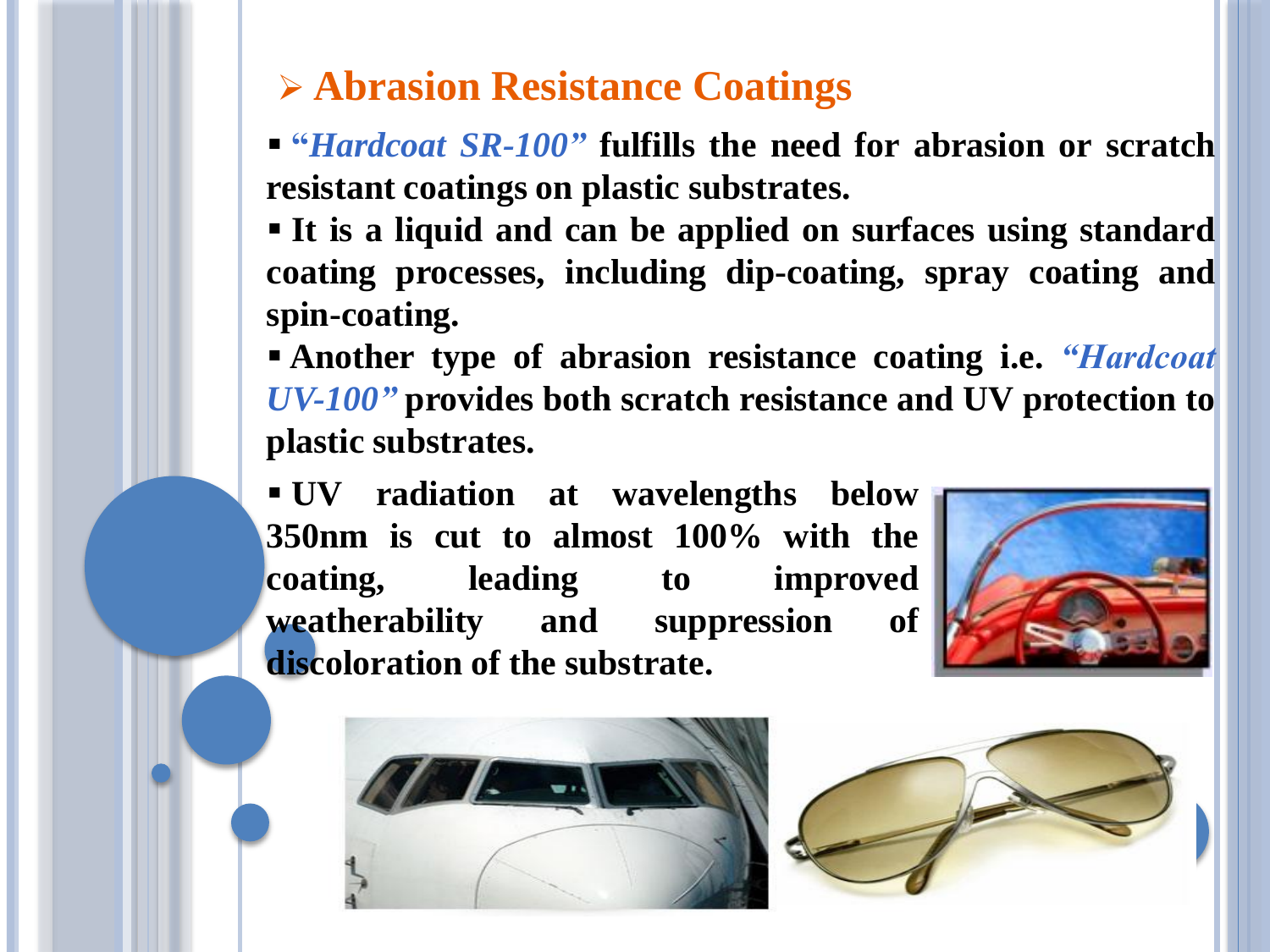## Abrasion Resistance Coatings

- ***"Hardcoat SR-100"*** **fulfills the need for abrasion or scratch resistant coatings on plastic substrates.**
- **It is a liquid and can be applied on surfaces using standard coating processes, including dip-coating, spray coating and spin-coating.**
- **Another type of abrasion resistance coating i.e.** ***"Hardcoat UV-100"*** **provides both scratch resistance and UV protection to plastic substrates.**
- **UV radiation at wavelengths below 350nm is cut to almost 100% with the coating, leading to improved weatherability and suppression of discoloration of the substrate.**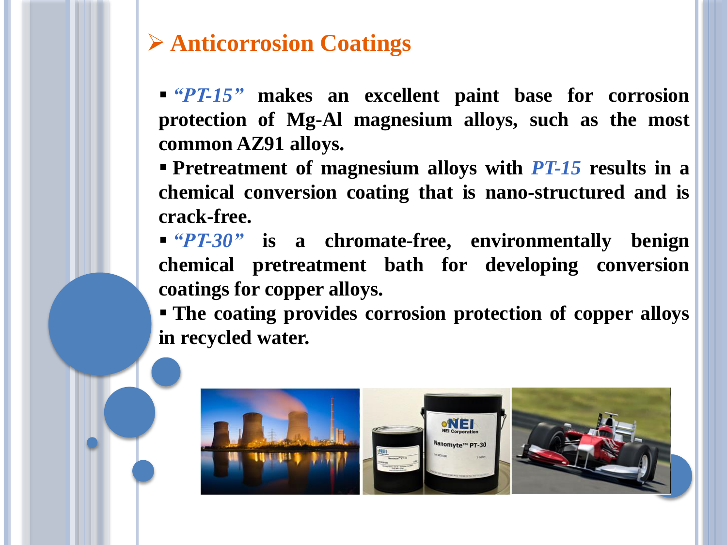## Anticorrosion Coatings

- ***"PT-15"*** **makes an excellent paint base for corrosion protection of Mg-Al magnesium alloys, such as the most common AZ91 alloys.**
- **Pretreatment of magnesium alloys with *PT-15* results in a chemical conversion coating that is nano-structured and is crack-free.**
- ***"PT-30"*** **is a chromate-free, environmentally benign chemical pretreatment bath for developing conversion coatings for copper alloys.**
- **The coating provides corrosion protection of copper alloys in recycled water.**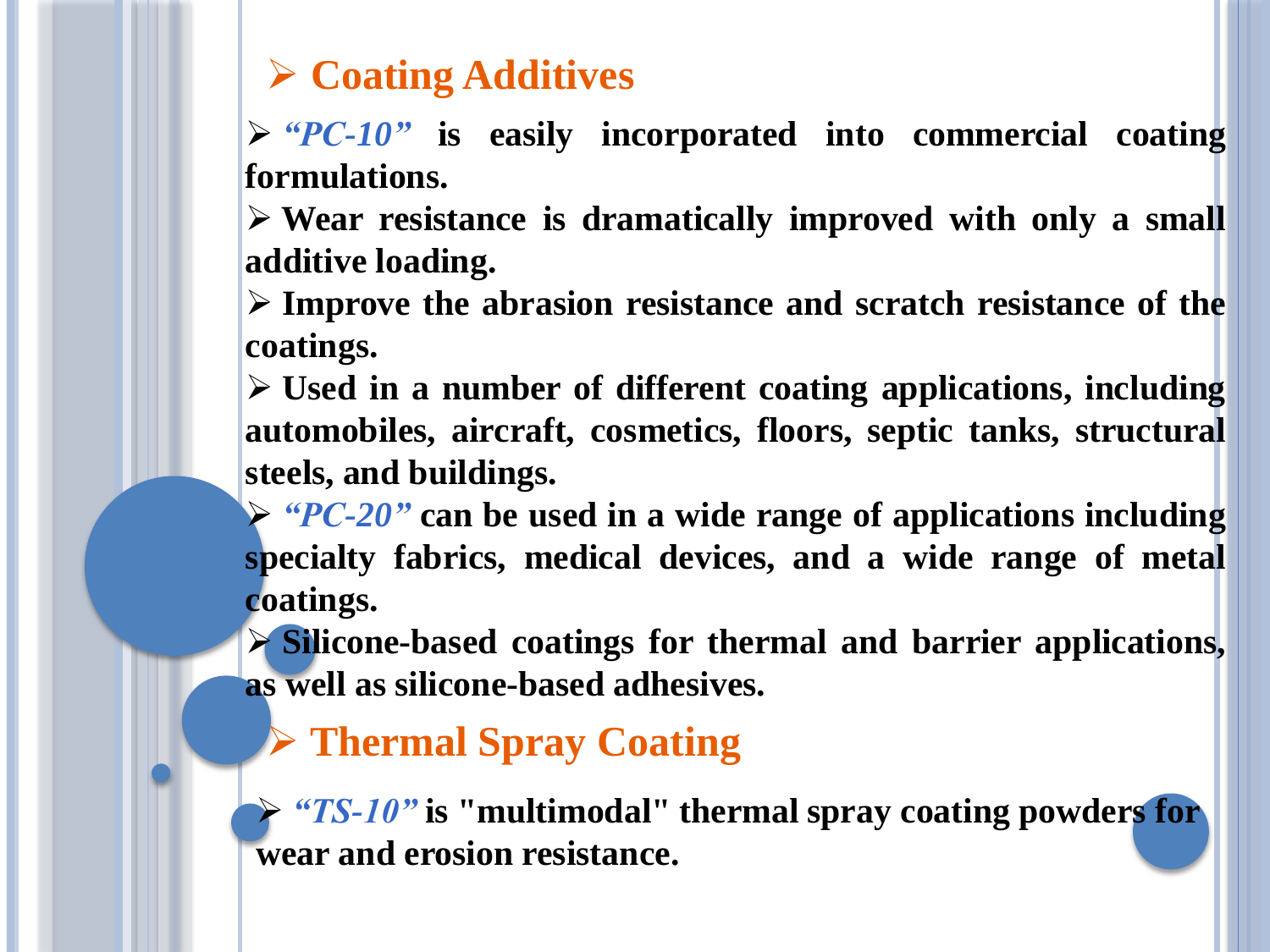## Coating Additives

- ***"PC-10"*** **is easily incorporated into commercial coating formulations.**
- **Wear resistance is dramatically improved with only a small additive loading.**
- **Improve the abrasion resistance and scratch resistance of the coatings.**
- **Used in a number of different coating applications, including automobiles, aircraft, cosmetics, floors, septic tanks, structural steels, and buildings.**
- ***"PC-20"*** **can be used in a wide range of applications including specialty fabrics, medical devices, and a wide range of metal coatings.**
- **Silicone-based coatings for thermal and barrier applications, as well as silicone-based adhesives.**

## Thermal Spray Coating

- ***"TS-10"*** **is "multimodal" thermal spray coating powders for wear and erosion resistance.**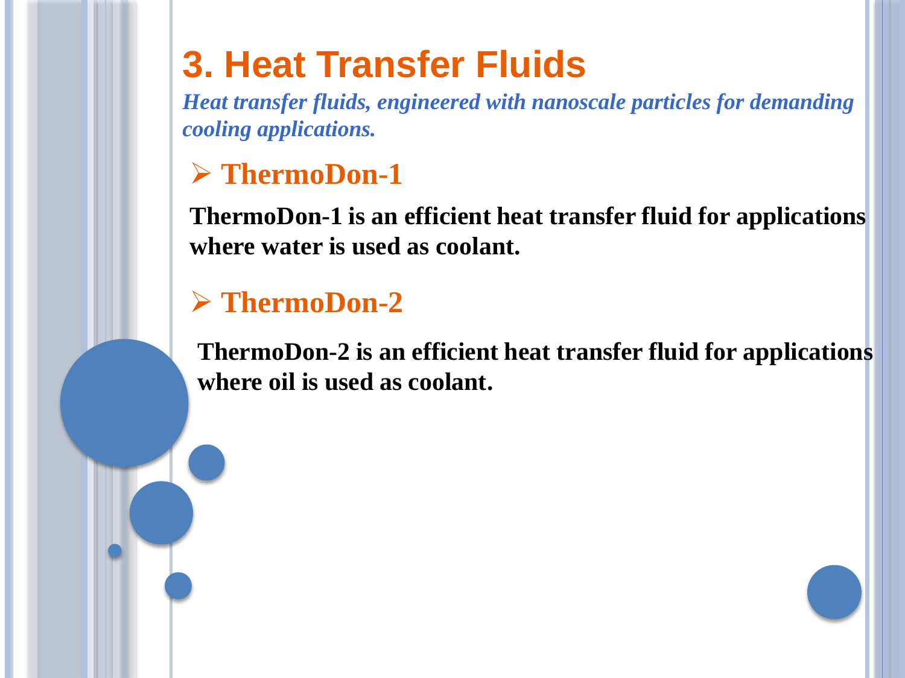# 3. Heat Transfer Fluids

***Heat transfer fluids, engineered with nanoscale particles for demanding cooling applications.***

- **ThermoDon-1**

**ThermoDon-1 is an efficient heat transfer fluid for applications where water is used as coolant.**

- **ThermoDon-2**

**ThermoDon-2 is an efficient heat transfer fluid for applications where oil is used as coolant.**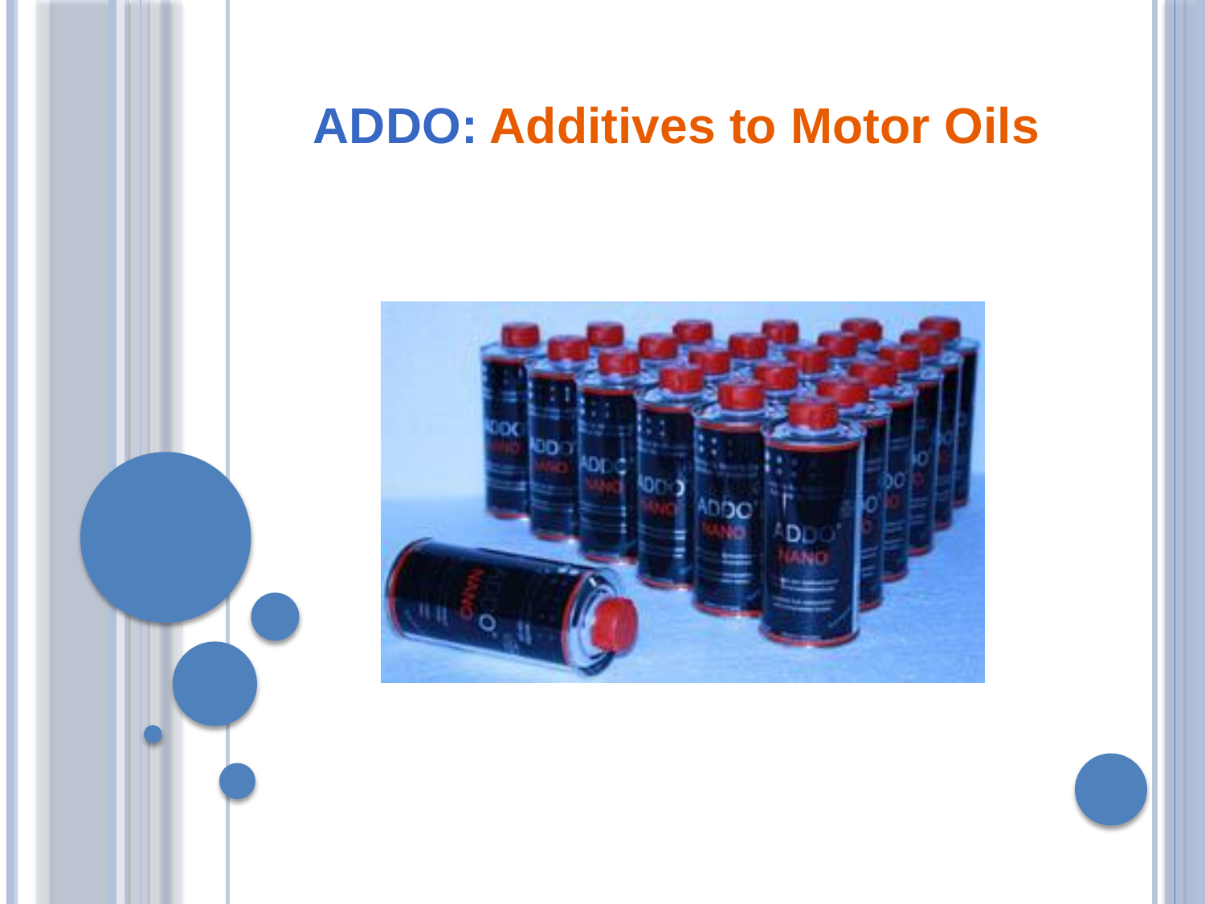# ADDO: Additives to Motor Oils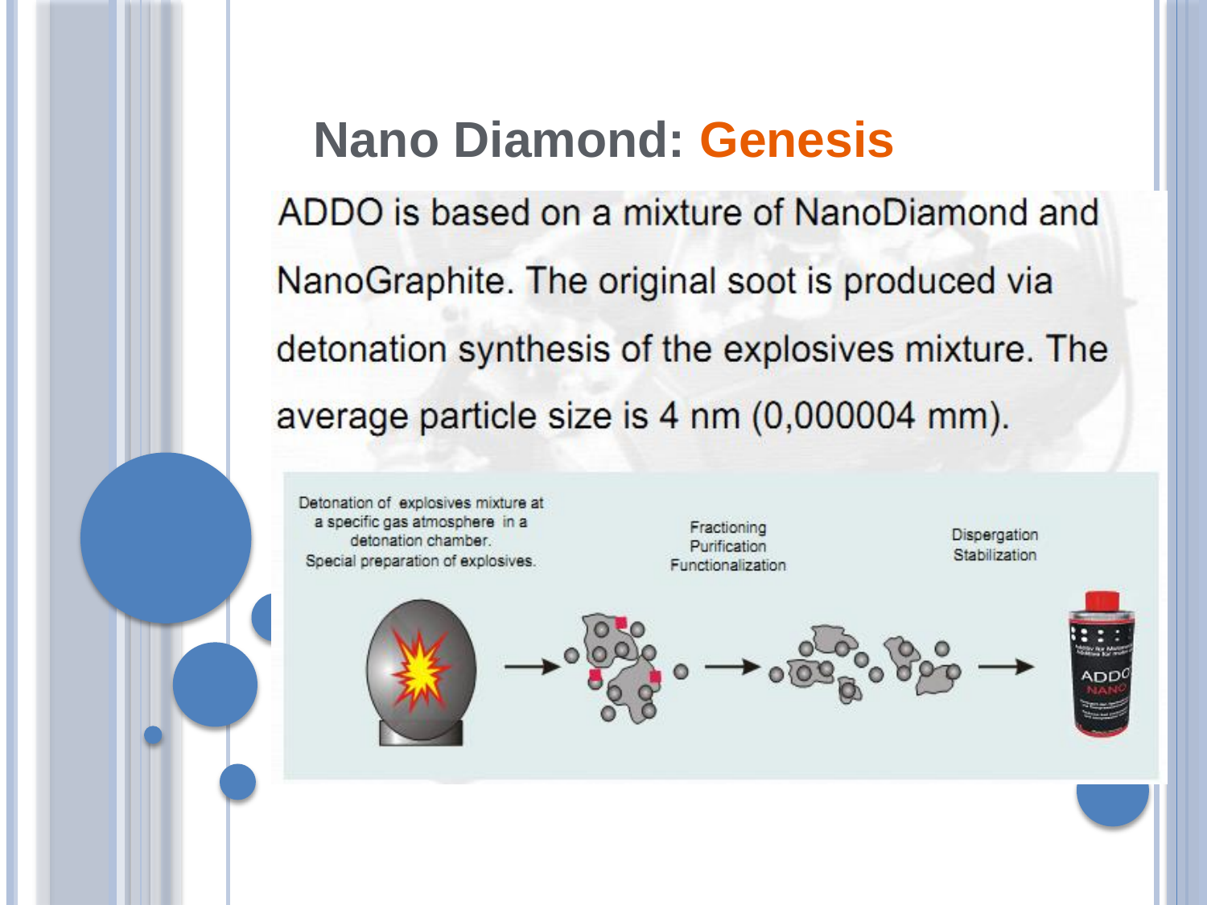# Nano Diamond: Genesis

ADDO is based on a mixture of NanoDiamond and NanoGraphite. The original soot is produced via detonation synthesis of the explosives mixture. The average particle size is 4 nm (0,000004 mm).

Detonation of explosives mixture at a specific gas atmosphere in a detonation chamber. Special preparation of explosives.

Fractioning
Purification
Functionalization

Dispergation
Stabilization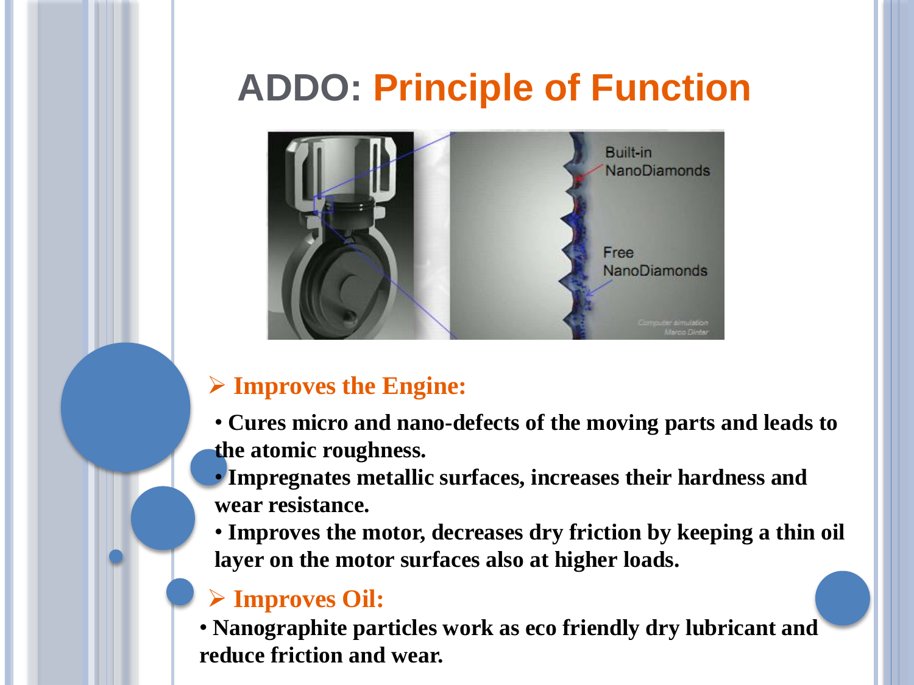# ADDO: Principle of Function

## Improves the Engine:

- Cures micro and nano-defects of the moving parts and leads to the atomic roughness.
- Impregnates metallic surfaces, increases their hardness and wear resistance.
- Improves the motor, decreases dry friction by keeping a thin oil layer on the motor surfaces also at higher loads.

## Improves Oil:

- Nanographite particles work as eco friendly dry lubricant and reduce friction and wear.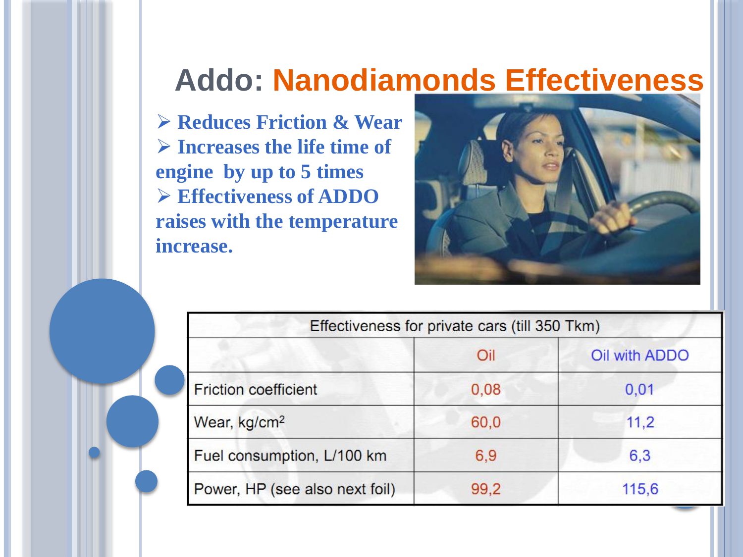# Addo: Nanodiamonds Effectiveness

- **Reduces Friction & Wear**
- **Increases the life time of engine by up to 5 times**
- **Effectiveness of ADDO raises with the temperature increase.**

| Effectiveness for private cars (till 350 Tkm) | | |
|---|---|---|
| | Oil | Oil with ADDO |
| Friction coefficient | 0,08 | 0,01 |
| Wear, $kg/cm^2$ | 60,0 | 11,2 |
| Fuel consumption, L/100 km | 6,9 | 6,3 |
| Power, HP (see also next foil) | 99,2 | 115,6 |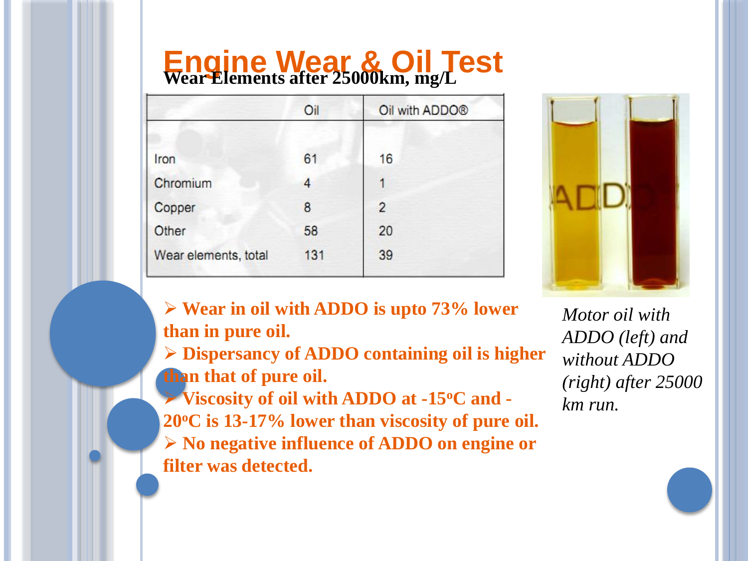# Engine Wear & Oil Test

**Wear Elements after 25000km, mg/L**

| | Oil | Oil with ADDO® |
|---|---|---|
| Iron | 61 | 16 |
| Chromium | 4 | 1 |
| Copper | 8 | 2 |
| Other | 58 | 20 |
| Wear elements, total | 131 | 39 |

- **Wear in oil with ADDO is upto 73% lower than in pure oil.**
- **Dispersancy of ADDO containing oil is higher than that of pure oil.**
- **Viscosity of oil with ADDO at -15$^{o}$C and -20$^{o}$C is 13-17% lower than viscosity of pure oil.**
- **No negative influence of ADDO on engine or filter was detected.**

*Motor oil with ADDO (left) and without ADDO (right) after 25000 km run.*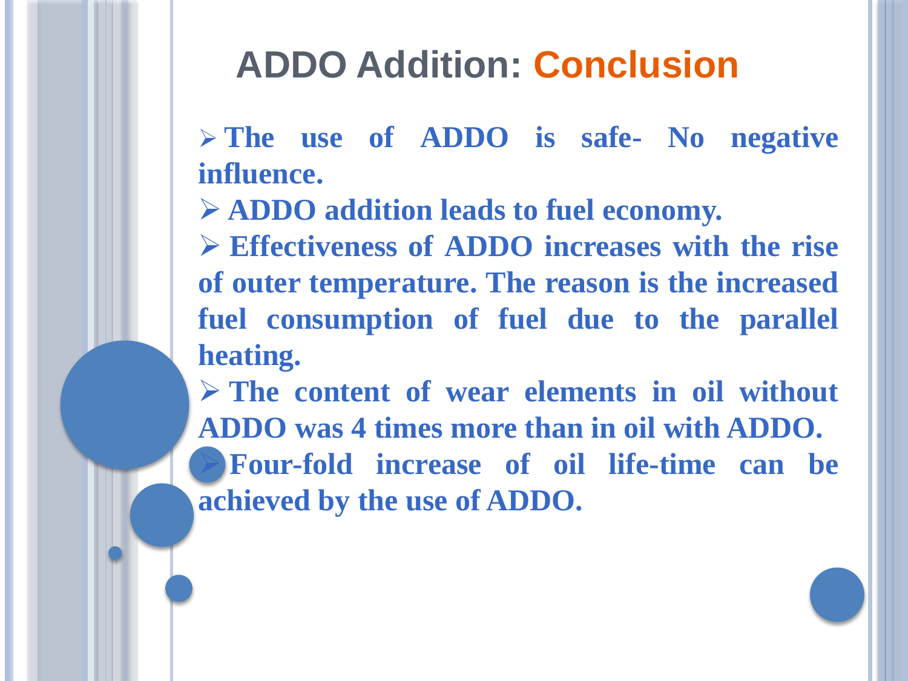# ADDO Addition: Conclusion

- **The use of ADDO is safe- No negative influence.**
- **ADDO addition leads to fuel economy.**
- **Effectiveness of ADDO increases with the rise of outer temperature. The reason is the increased fuel consumption of fuel due to the parallel heating.**
- **The content of wear elements in oil without ADDO was 4 times more than in oil with ADDO.**
- **Four-fold increase of oil life-time can be achieved by the use of ADDO.**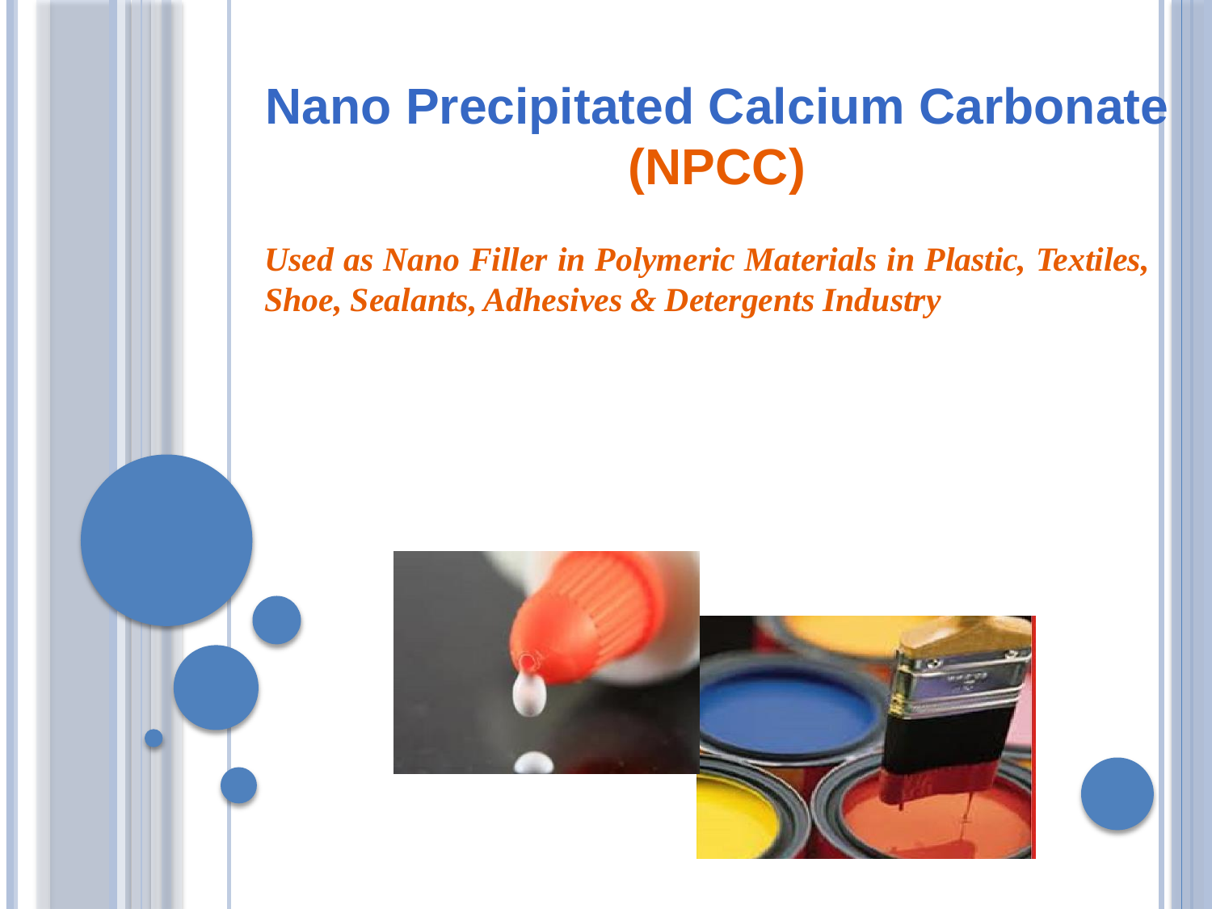# Nano Precipitated Calcium Carbonate (NPCC)

***Used as Nano Filler in Polymeric Materials in Plastic, Textiles, Shoe, Sealants, Adhesives & Detergents Industry***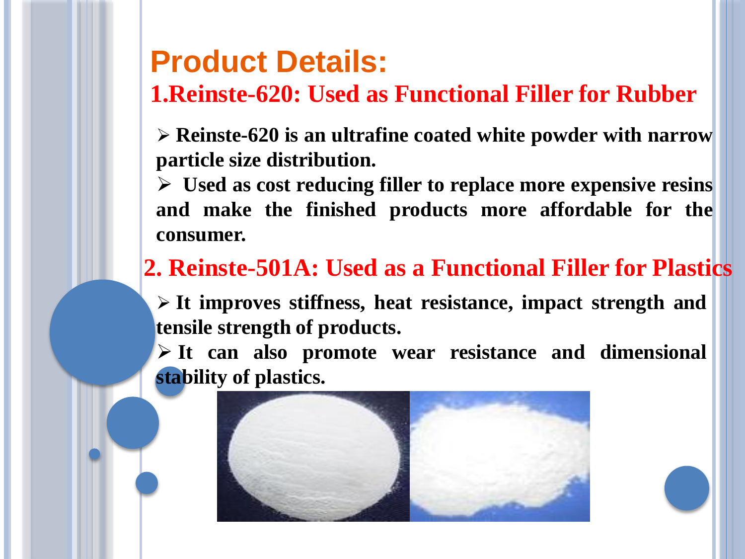# Product Details:

## 1.Reinste-620: Used as Functional Filler for Rubber

- Reinste-620 is an ultrafine coated white powder with narrow particle size distribution.
- Used as cost reducing filler to replace more expensive resins and make the finished products more affordable for the consumer.

## 2. Reinste-501A: Used as a Functional Filler for Plastics

- It improves stiffness, heat resistance, impact strength and tensile strength of products.
- It can also promote wear resistance and dimensional stability of plastics.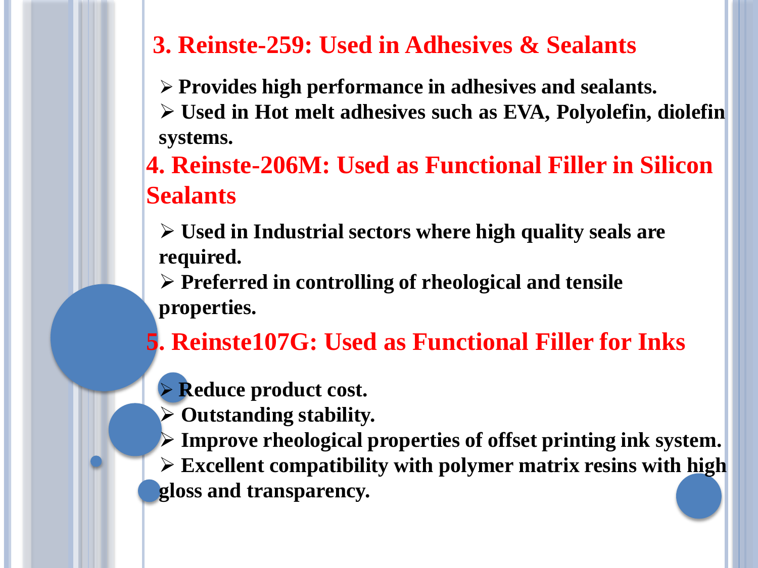## 3. Reinste-259: Used in Adhesives & Sealants

- **Provides high performance in adhesives and sealants.**
- **Used in Hot melt adhesives such as EVA, Polyolefin, diolefin systems.**

## 4. Reinste-206M: Used as Functional Filler in Silicon Sealants

- **Used in Industrial sectors where high quality seals are required.**
- **Preferred in controlling of rheological and tensile properties.**

## 5. Reinste107G: Used as Functional Filler for Inks

- **Reduce product cost.**
- **Outstanding stability.**
- **Improve rheological properties of offset printing ink system.**
- **Excellent compatibility with polymer matrix resins with high gloss and transparency.**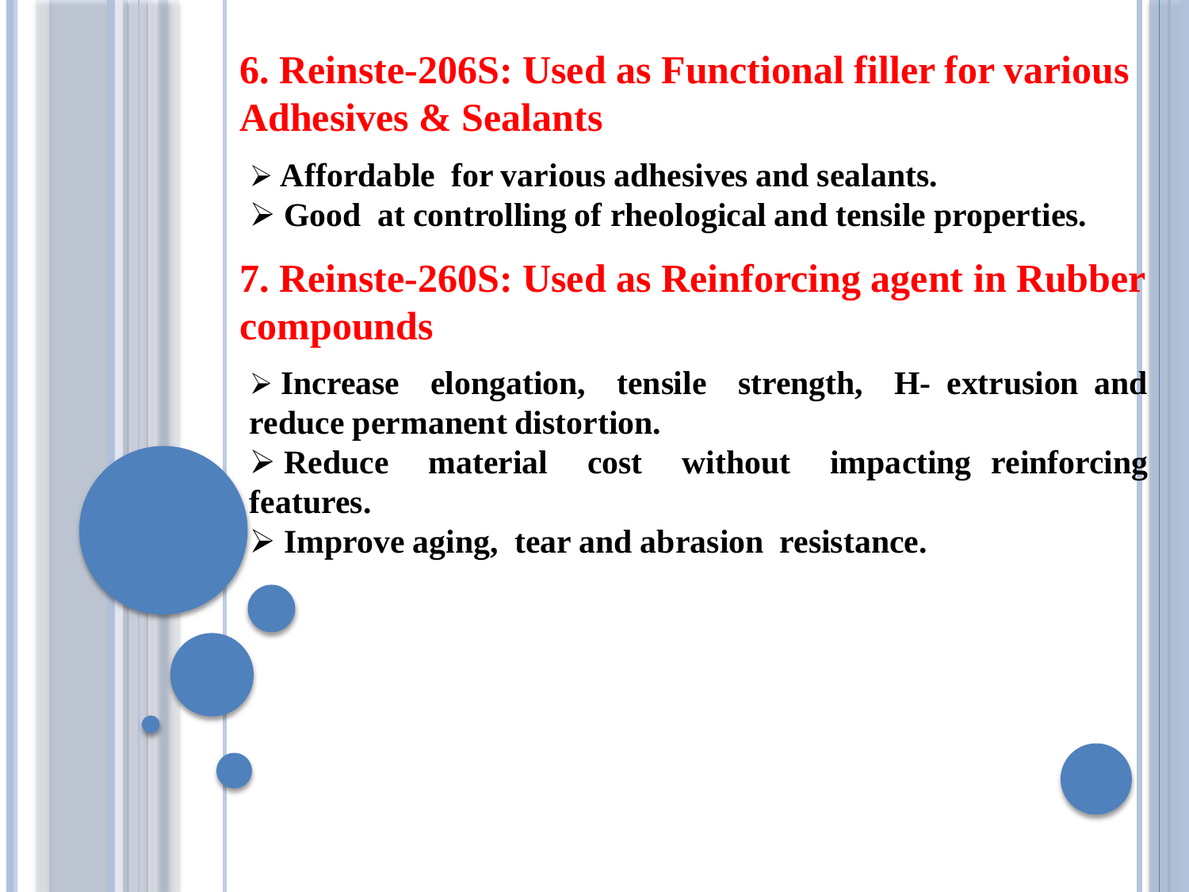## 6. Reinste-206S: Used as Functional filler for various Adhesives & Sealants

- **Affordable for various adhesives and sealants.**
- **Good at controlling of rheological and tensile properties.**

## 7. Reinste-260S: Used as Reinforcing agent in Rubber compounds

- **Increase elongation, tensile strength, H- extrusion and reduce permanent distortion.**
- **Reduce material cost without impacting reinforcing features.**
- **Improve aging, tear and abrasion resistance.**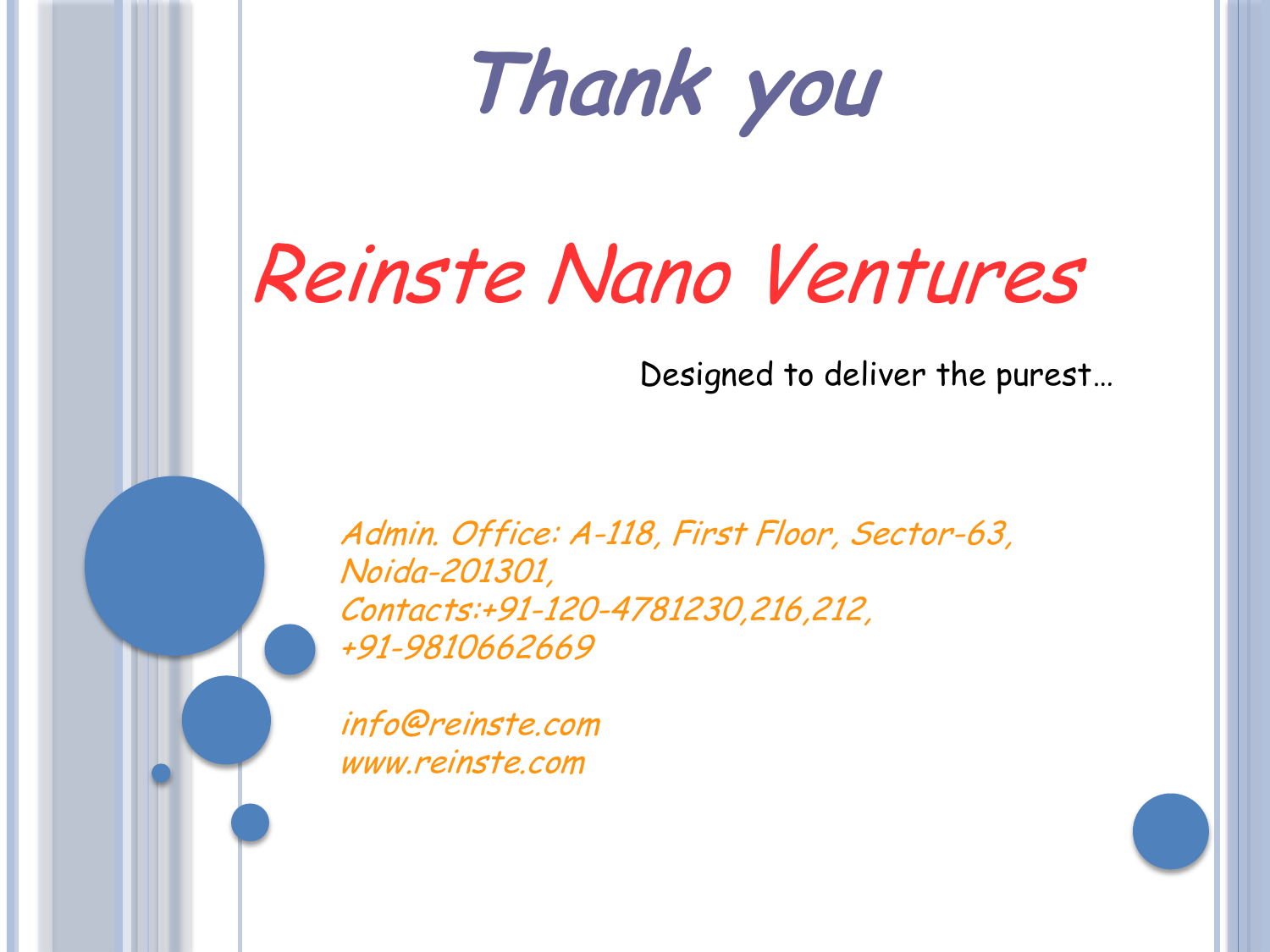# Thank you

## *Reinste Nano Ventures*

Designed to deliver the purest…

*Admin. Office: A-118, First Floor, Sector-63, Noida-201301,*
*Contacts:+91-120-4781230,216,212, +91-9810662669*

*info@reinste.com*
*www.reinste.com*